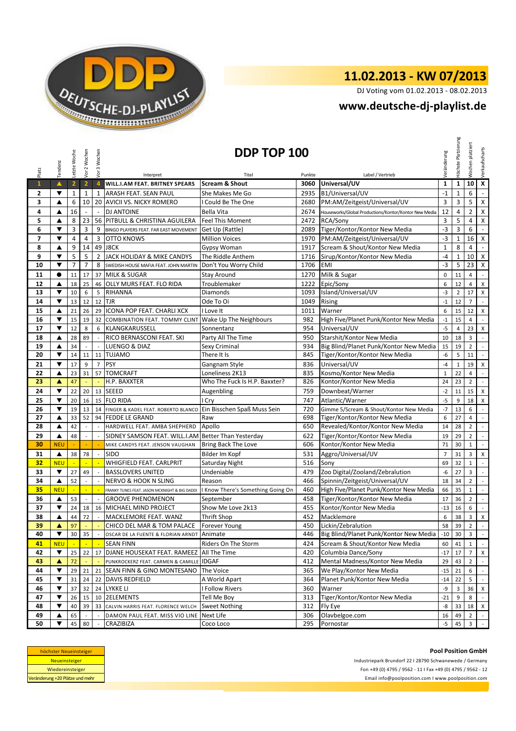DEUTSCHE-DJ-PLAYLIST

# 11.02.2013 - KW 07/2013

DJ Voting vom 01.02.2013 - 08.02.2013

## www.deutsche-dj-playlist.de

## DDP TOP 100

| Platz | Tendenz | Letzte Woche | Vor 2 Wochen | Vor 3 Wochen | Interpret | Titel | Punkte | Label / Vertrieb | Veränderung | Höchste Platzierung | Wochen platziert | Verkaufscharts |
|---|---|---|---|---|---|---|---|---|---|---|---|---|
| 1 | ▲ | 2 | 2 | 4 | WILL.I.AM FEAT. BRITNEY SPEARS | Scream & Shout | 3060 | Universal/UV | 1 | 1 | 10 | X |
| 2 | ▼ | 1 | 1 | 1 | ARASH FEAT. SEAN PAUL | She Makes Me Go | 2935 | B1/Universal/UV | -1 | 1 | 6 | - |
| 3 | ▲ | 6 | 10 | 20 | AVICII VS. NICKY ROMERO | I Could Be The One | 2680 | PM:AM/Zeitgeist/Universal/UV | 3 | 3 | 5 | X |
| 4 | ▲ | 16 | - | - | DJ ANTOINE | Bella Vita | 2674 | Houseworks/Global Productions/Kontor/Kontor New Media | 12 | 4 | 2 | X |
| 5 | ▲ | 8 | 23 | 56 | PITBULL & CHRISTINA AGUILERA | Feel This Moment | 2472 | RCA/Sony | 3 | 5 | 4 | X |
| 6 | ▼ | 3 | 3 | 9 | BINGO PLAYERS FEAT. FAR EAST MOVEMENT | Get Up (Rattle) | 2089 | Tiger/Kontor/Kontor New Media | -3 | 3 | 6 | - |
| 7 | ▼ | 4 | 4 | 3 | OTTO KNOWS | Million Voices | 1970 | PM:AM/Zeitgeist/Universal/UV | -3 | 1 | 16 | X |
| 8 | ▲ | 9 | 14 | 49 | J8CK | Gypsy Woman | 1917 | Scream & Shout/Kontor New Media | 1 | 8 | 4 | - |
| 9 | ▼ | 5 | 5 | 2 | JACK HOLIDAY & MIKE CANDYS | The Riddle Anthem | 1716 | Sirup/Kontor/Kontor New Media | -4 | 1 | 10 | X |
| 10 | ▼ | 7 | 7 | 8 | SWEDISH HOUSE MAFIA FEAT. JOHN MARTIN | Don't You Worry Child | 1706 | EMI | -3 | 5 | 23 | X |
| 11 | ● | 11 | 17 | 37 | MILK & SUGAR | Stay Around | 1270 | Milk & Sugar | 0 | 11 | 4 | - |
| 12 | ▲ | 18 | 25 | 46 | OLLY MURS FEAT. FLO RIDA | Troublemaker | 1222 | Epic/Sony | 6 | 12 | 4 | X |
| 13 | ▼ | 10 | 6 | 5 | RIHANNA | Diamonds | 1093 | Island/Universal/UV | -3 | 2 | 17 | X |
| 14 | ▼ | 13 | 12 | 12 | TJR | Ode To Oi | 1049 | Rising | -1 | 12 | 7 | - |
| 15 | ▲ | 21 | 26 | 29 | ICONA POP FEAT. CHARLI XCX | I Love It | 1011 | Warner | 6 | 15 | 12 | X |
| 16 | ▼ | 15 | 19 | 32 | COMBINATION FEAT. TOMMY CLINT | Wake Up The Neighbours | 982 | High Five/Planet Punk/Kontor New Media | -1 | 15 | 4 | - |
| 17 | ▼ | 12 | 8 | 6 | KLANGKARUSSELL | Sonnentanz | 954 | Universal/UV | -5 | 4 | 23 | X |
| 18 | ▲ | 28 | 89 | - | RICO BERNASCONI FEAT. SKI | Party All The Time | 950 | Starshit/Kontor New Media | 10 | 18 | 3 | - |
| 19 | ▲ | 34 | - | - | LUENGO & DIAZ | Sexy Criminal | 934 | Big Blind/Planet Punk/Kontor New Media | 15 | 19 | 2 | - |
| 20 | ▼ | 14 | 11 | 11 | TUJAMO | There It Is | 845 | Tiger/Kontor/Kontor New Media | -6 | 5 | 11 | - |
| 21 | ▼ | 17 | 9 | 7 | PSY | Gangnam Style | 836 | Universal/UV | -4 | 1 | 19 | X |
| 22 | ▲ | 23 | 31 | 57 | TOMCRAFT | Loneliness 2K13 | 835 | Kosmo/Kontor New Media | 1 | 22 | 4 | - |
| 23 | ▲ | 47 | - | - | H.P. BAXXTER | Who The Fuck Is H.P. Baxxter? | 826 | Kontor/Kontor New Media | 24 | 23 | 2 | - |
| 24 | ▼ | 22 | 20 | 13 | SEEED | Augenbling | 759 | Downbeat/Warner | -2 | 11 | 15 | X |
| 25 | ▼ | 20 | 16 | 15 | FLO RIDA | I Cry | 747 | Atlantic/Warner | -5 | 9 | 18 | X |
| 26 | ▼ | 19 | 13 | 14 | FINGER & KADEL FEAT. ROBERTO BLANCO | Ein Bisschen Spaß Muss Sein | 720 | Gimme 5/Scream & Shout/Kontor New Media | -7 | 13 | 6 | - |
| 27 | ▲ | 33 | 52 | 94 | FEDDE LE GRAND | Raw | 698 | Tiger/Kontor/Kontor New Media | 6 | 27 | 4 | - |
| 28 | ▲ | 42 | - | - | HARDWELL FEAT. AMBA SHEPHERD | Apollo | 650 | Revealed/Kontor/Kontor New Media | 14 | 28 | 2 | - |
| 29 | ▲ | 48 | - | - | SIDNEY SAMSON FEAT. WILL.I.AM | Better Than Yesterday | 622 | Tiger/Kontor/Kontor New Media | 19 | 29 | 2 | - |
| 30 | NEU | - | - | - | MIKE CANDYS FEAT. JENSON VAUGHAN | Bring Back The Love | 606 | Kontor/Kontor New Media | 71 | 30 | 1 | - |
| 31 | ▲ | 38 | 78 | - | SIDO | Bilder Im Kopf | 531 | Aggro/Universal/UV | 7 | 31 | 3 | X |
| 32 | NEU | - | - | - | WHIGFIELD FEAT. CARLPRIT | Saturday Night | 516 | Sony | 69 | 32 | 1 | - |
| 33 | ▼ | 27 | 49 | - | BASSLOVERS UNITED | Undeniable | 479 | Zoo Digital/Zooland/Zebralution | -6 | 27 | 3 | - |
| 34 | ▲ | 52 | - | - | NERVO & HOOK N SLING | Reason | 466 | Spinnin/Zeitgeist/Universal/UV | 18 | 34 | 2 | - |
| 35 | NEU | - | - | - | FRANKY TUNES FEAT. JASON MCKNIGHT & BIG DADDI | I Know There's Something Going On | 460 | High Five/Planet Punk/Kontor New Media | 66 | 35 | 1 | - |
| 36 | ▲ | 53 | - | - | GROOVE PHENOMENON | September | 458 | Tiger/Kontor/Kontor New Media | 17 | 36 | 2 | - |
| 37 | ▼ | 24 | 18 | 16 | MICHAEL MIND PROJECT | Show Me Love 2k13 | 455 | Kontor/Kontor New Media | -13 | 16 | 6 | - |
| 38 | ▲ | 44 | 72 | - | MACKLEMORE FEAT. WANZ | Thrift Shop | 452 | Macklemore | 6 | 38 | 3 | X |
| 39 | ▲ | 97 | - | - | CHICO DEL MAR & TOM PALACE | Forever Young | 450 | Lickin/Zebralution | 58 | 39 | 2 | - |
| 40 | ▼ | 30 | 35 | - | OSCAR DE LA FUENTE & FLORIAN ARNDT | Animate | 446 | Big Blind/Planet Punk/Kontor New Media | -10 | 30 | 3 | - |
| 41 | NEU | - | - | - | SEAN FINN | Riders On The Storm | 424 | Scream & Shout/Kontor New Media | 60 | 41 | 1 | - |
| 42 | ▼ | 25 | 22 | 17 | DJANE HOUSEKAT FEAT. RAMEEZ | All The Time | 420 | Columbia Dance/Sony | -17 | 17 | 7 | X |
| 43 | ▲ | 72 | - | - | PUNKROCKERZ FEAT. CARMEN & CAMILLE | IDGAF | 412 | Mental Madness/Kontor New Media | 29 | 43 | 2 | - |
| 44 | ▼ | 29 | 21 | 21 | SEAN FINN & GINO MONTESANO | The Voice | 365 | We Play/Kontor New Media | -15 | 21 | 6 | - |
| 45 | ▼ | 31 | 24 | 22 | DAVIS REDFIELD | A World Apart | 364 | Planet Punk/Kontor New Media | -14 | 22 | 5 | - |
| 46 | ▼ | 37 | 32 | 24 | LYKKE LI | I Follow Rivers | 360 | Warner | -9 | 3 | 36 | X |
| 47 | ▼ | 26 | 15 | 10 | 2ELEMENTS | Tell Me Boy | 313 | Tiger/Kontor/Kontor New Media | -21 | 9 | 8 | - |
| 48 | ▼ | 40 | 39 | 33 | CALVIN HARRIS FEAT. FLORENCE WELCH | Sweet Nothing | 312 | Fly Eye | -8 | 33 | 18 | X |
| 49 | ▲ | 65 | - | - | DAMON PAUL FEAT. MISS VIO LINE | Next Life | 306 | Olavbelgoe.com | 16 | 49 | 2 | - |
| 50 | ▼ | 45 | 80 | - | CRAZIBIZA | Coco Loco | 295 | Pornostar | -5 | 45 | 3 | - |

| Legende |
|---|
| höchster Neueinsteiger |
| Neueinsteiger |
| Wiedereinsteiger |
| Veränderung +20 Plätze und mehr |

**Pool Position GmbH**

Industriepark Brundorf 22 I 28790 Schwanewede / Germany

Fon +49 (0) 4795 / 9562 - 11 I Fax +49 (0) 4795 / 9562 - 12

Email info@poolposition.com I www.poolposition.com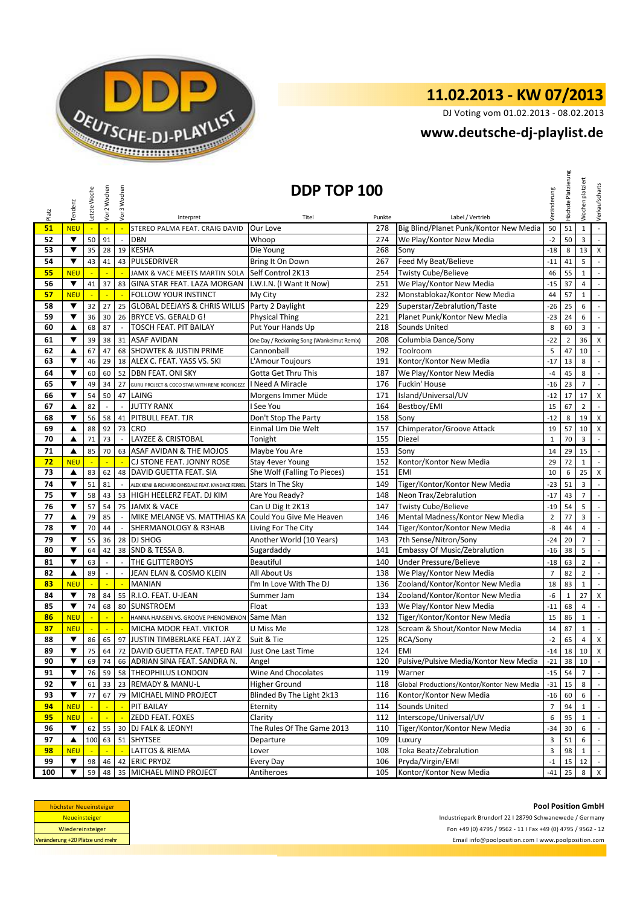DEUTSCHE-DJ-PLAYLIST

# 11.02.2013 - KW 07/2013

DJ Voting vom 01.02.2013 - 08.02.2013

**www.deutsche-dj-playlist.de**

## DDP TOP 100

| Platz | Tendenz | Letzte Woche | Vor 2 Wochen | Vor 3 Wochen | Interpret | Titel | Punkte | Label / Vertrieb | Veränderung | Höchste Platzierung | Wochen platziert | Verkaufscharts |
|---|---|---|---|---|---|---|---|---|---|---|---|---|
| 51 | NEU | - | - | - | STEREO PALMA FEAT. CRAIG DAVID | Our Love | 278 | Big Blind/Planet Punk/Kontor New Media | 50 | 51 | 1 | - |
| 52 | ▼ | 50 | 91 | - | DBN | Whoop | 274 | We Play/Kontor New Media | -2 | 50 | 3 | - |
| 53 | ▼ | 35 | 28 | 19 | KESHA | Die Young | 268 | Sony | -18 | 8 | 13 | X |
| 54 | ▼ | 43 | 41 | 43 | PULSEDRIVER | Bring It On Down | 267 | Feed My Beat/Believe | -11 | 41 | 5 | - |
| 55 | NEU | - | - | - | JAMX & VACE MEETS MARTIN SOLA | Self Control 2K13 | 254 | Twisty Cube/Believe | 46 | 55 | 1 | - |
| 56 | ▼ | 41 | 37 | 83 | GINA STAR FEAT. LAZA MORGAN | I.W.I.N. (I Want It Now) | 251 | We Play/Kontor New Media | -15 | 37 | 4 | - |
| 57 | NEU | - | - | - | FOLLOW YOUR INSTINCT | My City | 232 | Monstablokaz/Kontor New Media | 44 | 57 | 1 | - |
| 58 | ▼ | 32 | 27 | 25 | GLOBAL DEEJAYS & CHRIS WILLIS | Party 2 Daylight | 229 | Superstar/Zebralution/Taste | -26 | 25 | 6 | - |
| 59 | ▼ | 36 | 30 | 26 | BRYCE VS. GERALD G! | Physical Thing | 221 | Planet Punk/Kontor New Media | -23 | 24 | 6 | - |
| 60 | ▲ | 68 | 87 | - | TOSCH FEAT. PIT BAILAY | Put Your Hands Up | 218 | Sounds United | 8 | 60 | 3 | - |
| 61 | ▼ | 39 | 38 | 31 | ASAF AVIDAN | One Day / Reckoning Song (Wankelmut Remix) | 208 | Columbia Dance/Sony | -22 | 2 | 36 | X |
| 62 | ▲ | 67 | 47 | 68 | SHOWTEK & JUSTIN PRIME | Cannonball | 192 | Toolroom | 5 | 47 | 10 | - |
| 63 | ▼ | 46 | 29 | 18 | ALEX C. FEAT. YASS VS. SKI | L'Amour Toujours | 191 | Kontor/Kontor New Media | -17 | 13 | 8 | - |
| 64 | ▼ | 60 | 60 | 52 | DBN FEAT. ONI SKY | Gotta Get Thru This | 187 | We Play/Kontor New Media | -4 | 45 | 8 | - |
| 65 | ▼ | 49 | 34 | 27 | GURU PROJECT & COCO STAR WITH RENE RODRIGEZZ | I Need A Miracle | 176 | Fuckin' House | -16 | 23 | 7 | - |
| 66 | ▼ | 54 | 50 | 47 | LAING | Morgens Immer Müde | 171 | Island/Universal/UV | -12 | 17 | 17 | X |
| 67 | ▲ | 82 | - | - | JUTTY RANX | I See You | 164 | Bestboy/EMI | 15 | 67 | 2 | - |
| 68 | ▼ | 56 | 58 | 41 | PITBULL FEAT. TJR | Don't Stop The Party | 158 | Sony | -12 | 8 | 19 | X |
| 69 | ▲ | 88 | 92 | 73 | CRO | Einmal Um Die Welt | 157 | Chimperator/Groove Attack | 19 | 57 | 10 | X |
| 70 | ▲ | 71 | 73 | - | LAYZEE & CRISTOBAL | Tonight | 155 | Diezel | 1 | 70 | 3 | - |
| 71 | ▲ | 85 | 70 | 63 | ASAF AVIDAN & THE MOJOS | Maybe You Are | 153 | Sony | 14 | 29 | 15 | - |
| 72 | NEU | - | - | - | CJ STONE FEAT. JONNY ROSE | Stay 4ever Young | 152 | Kontor/Kontor New Media | 29 | 72 | 1 | - |
| 73 | ▲ | 83 | 62 | 48 | DAVID GUETTA FEAT. SIA | She Wolf (Falling To Pieces) | 151 | EMI | 10 | 6 | 25 | X |
| 74 | ▼ | 51 | 81 | - | ALEX KENJI & RICHARD DINSDALE FEAT. KANDACE FERREL | Stars In The Sky | 149 | Tiger/Kontor/Kontor New Media | -23 | 51 | 3 | - |
| 75 | ▼ | 58 | 43 | 53 | HIGH HEELERZ FEAT. DJ KIM | Are You Ready? | 148 | Neon Trax/Zebralution | -17 | 43 | 7 | - |
| 76 | ▼ | 57 | 54 | 75 | JAMX & VACE | Can U Dig It 2K13 | 147 | Twisty Cube/Believe | -19 | 54 | 5 | - |
| 77 | ▲ | 79 | 85 | - | MIKE MELANGE VS. MATTHIAS KA | Could You Give Me Heaven | 146 | Mental Madness/Kontor New Media | 2 | 77 | 3 | - |
| 78 | ▼ | 70 | 44 | - | SHERMANOLOGY & R3HAB | Living For The City | 144 | Tiger/Kontor/Kontor New Media | -8 | 44 | 4 | - |
| 79 | ▼ | 55 | 36 | 28 | DJ SHOG | Another World (10 Years) | 143 | 7th Sense/Nitron/Sony | -24 | 20 | 7 | - |
| 80 | ▼ | 64 | 42 | 38 | SND & TESSA B. | Sugardaddy | 141 | Embassy Of Music/Zebralution | -16 | 38 | 5 | - |
| 81 | ▼ | 63 | - | - | THE GLITTERBOYS | Beautiful | 140 | Under Pressure/Believe | -18 | 63 | 2 | - |
| 82 | ▲ | 89 | - | - | JEAN ELAN & COSMO KLEIN | All About Us | 138 | We Play/Kontor New Media | 7 | 82 | 2 | - |
| 83 | NEU | - | - | - | MANIAN | I'm In Love With The DJ | 136 | Zooland/Kontor/Kontor New Media | 18 | 83 | 1 | - |
| 84 | ▼ | 78 | 84 | 55 | R.I.O. FEAT. U-JEAN | Summer Jam | 134 | Zooland/Kontor/Kontor New Media | -6 | 1 | 27 | X |
| 85 | ▼ | 74 | 68 | 80 | SUNSTROEM | Float | 133 | We Play/Kontor New Media | -11 | 68 | 4 | - |
| 86 | NEU | - | - | - | HANNA HANSEN VS. GROOVE PHENOMENON | Same Man | 132 | Tiger/Kontor/Kontor New Media | 15 | 86 | 1 | - |
| 87 | NEU | - | - | - | MICHA MOOR FEAT. VIKTOR | U Miss Me | 128 | Scream & Shout/Kontor New Media | 14 | 87 | 1 | - |
| 88 | ▼ | 86 | 65 | 97 | JUSTIN TIMBERLAKE FEAT. JAY Z | Suit & Tie | 125 | RCA/Sony | -2 | 65 | 4 | X |
| 89 | ▼ | 75 | 64 | 72 | DAVID GUETTA FEAT. TAPED RAI | Just One Last Time | 124 | EMI | -14 | 18 | 10 | X |
| 90 | ▼ | 69 | 74 | 66 | ADRIAN SINA FEAT. SANDRA N. | Angel | 120 | Pulsive/Pulsive Media/Kontor New Media | -21 | 38 | 10 | - |
| 91 | ▼ | 76 | 59 | 58 | THEOPHILUS LONDON | Wine And Chocolates | 119 | Warner | -15 | 54 | 7 | - |
| 92 | ▼ | 61 | 33 | 23 | REMADY & MANU-L | Higher Ground | 118 | Global Productions/Kontor/Kontor New Media | -31 | 15 | 8 | - |
| 93 | ▼ | 77 | 67 | 79 | MICHAEL MIND PROJECT | Blinded By The Light 2k13 | 116 | Kontor/Kontor New Media | -16 | 60 | 6 | - |
| 94 | NEU | - | - | - | PIT BAILAY | Eternity | 114 | Sounds United | 7 | 94 | 1 | - |
| 95 | NEU | - | - | - | ZEDD FEAT. FOXES | Clarity | 112 | Interscope/Universal/UV | 6 | 95 | 1 | - |
| 96 | ▼ | 62 | 55 | 30 | DJ FALK & LEONY! | The Rules Of The Game 2013 | 110 | Tiger/Kontor/Kontor New Media | -34 | 30 | 6 | - |
| 97 | ▲ | 100 | 63 | 51 | SHYTSEE | Departure | 109 | Luxury | 3 | 51 | 6 | - |
| 98 | NEU | - | - | - | LATTOS & RIEMA | Lover | 108 | Toka Beatz/Zebralution | 3 | 98 | 1 | - |
| 99 | ▼ | 98 | 46 | 42 | ERIC PRYDZ | Every Day | 106 | Pryda/Virgin/EMI | -1 | 15 | 12 | - |
| 100 | ▼ | 59 | 48 | 35 | MICHAEL MIND PROJECT | Antiheroes | 105 | Kontor/Kontor New Media | -41 | 25 | 8 | X |

höchster Neueinsteiger
Neueinsteiger
Wiedereinsteiger
Veränderung +20 Plätze und mehr

**Pool Position GmbH**
Industriepark Brundorf 22 I 28790 Schwanewede / Germany
Fon +49 (0) 4795 / 9562 - 11 I Fax +49 (0) 4795 / 9562 - 12
Email info@poolposition.com I www.poolposition.com